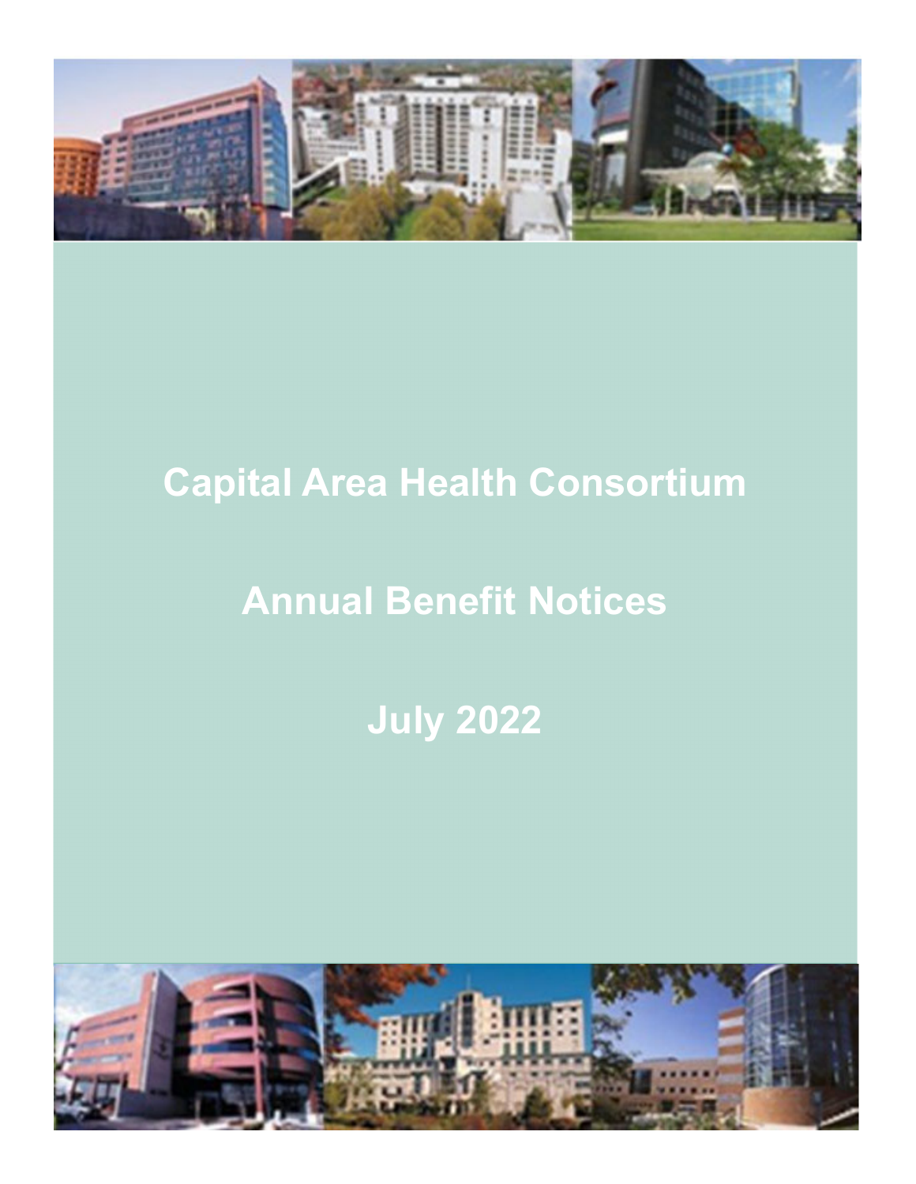# Capital Area Health Consortium

## Annual Benefit Notices

## July 2022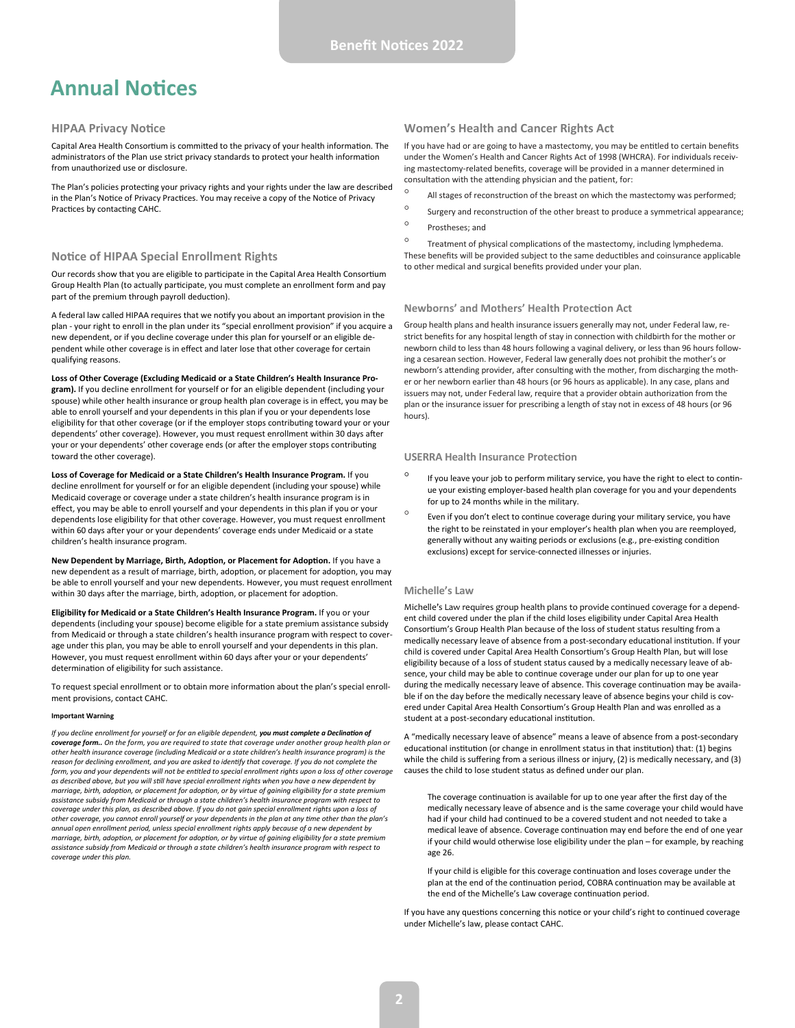# Annual Notices

## HIPAA Privacy Notice

Capital Area Health Consortium is committed to the privacy of your health information. The administrators of the Plan use strict privacy standards to protect your health information from unauthorized use or disclosure.

The Plan's policies protecting your privacy rights and your rights under the law are described in the Plan's Notice of Privacy Practices. You may receive a copy of the Notice of Privacy Practices by contacting CAHC.

## Notice of HIPAA Special Enrollment Rights

Our records show that you are eligible to participate in the Capital Area Health Consortium Group Health Plan (to actually participate, you must complete an enrollment form and pay part of the premium through payroll deduction).

A federal law called HIPAA requires that we notify you about an important provision in the plan - your right to enroll in the plan under its "special enrollment provision" if you acquire a new dependent, or if you decline coverage under this plan for yourself or an eligible dependent while other coverage is in effect and later lose that other coverage for certain qualifying reasons.

**Loss of Other Coverage (Excluding Medicaid or a State Children's Health Insurance Program).** If you decline enrollment for yourself or for an eligible dependent (including your spouse) while other health insurance or group health plan coverage is in effect, you may be able to enroll yourself and your dependents in this plan if you or your dependents lose eligibility for that other coverage (or if the employer stops contributing toward your or your dependents' other coverage). However, you must request enrollment within 30 days after your or your dependents' other coverage ends (or after the employer stops contributing toward the other coverage).

**Loss of Coverage for Medicaid or a State Children's Health Insurance Program.** If you decline enrollment for yourself or for an eligible dependent (including your spouse) while Medicaid coverage or coverage under a state children's health insurance program is in effect, you may be able to enroll yourself and your dependents in this plan if you or your dependents lose eligibility for that other coverage. However, you must request enrollment within 60 days after your or your dependents' coverage ends under Medicaid or a state children's health insurance program.

**New Dependent by Marriage, Birth, Adoption, or Placement for Adoption.** If you have a new dependent as a result of marriage, birth, adoption, or placement for adoption, you may be able to enroll yourself and your new dependents. However, you must request enrollment within 30 days after the marriage, birth, adoption, or placement for adoption.

**Eligibility for Medicaid or a State Children's Health Insurance Program.** If you or your dependents (including your spouse) become eligible for a state premium assistance subsidy from Medicaid or through a state children's health insurance program with respect to coverage under this plan, you may be able to enroll yourself and your dependents in this plan. However, you must request enrollment within 60 days after your or your dependents' determination of eligibility for such assistance.

To request special enrollment or to obtain more information about the plan's special enrollment provisions, contact CAHC.

**Important Warning**

*If you decline enrollment for yourself or for an eligible dependent, **you must complete a Declination of coverage form.**. On the form, you are required to state that coverage under another group health plan or other health insurance coverage (including Medicaid or a state children's health insurance program) is the reason for declining enrollment, and you are asked to identify that coverage. If you do not complete the form, you and your dependents will not be entitled to special enrollment rights upon a loss of other coverage as described above, but you will still have special enrollment rights when you have a new dependent by marriage, birth, adoption, or placement for adoption, or by virtue of gaining eligibility for a state premium assistance subsidy from Medicaid or through a state children's health insurance program with respect to coverage under this plan, as described above. If you do not gain special enrollment rights upon a loss of other coverage, you cannot enroll yourself or your dependents in the plan at any time other than the plan's annual open enrollment period, unless special enrollment rights apply because of a new dependent by marriage, birth, adoption, or placement for adoption, or by virtue of gaining eligibility for a state premium assistance subsidy from Medicaid or through a state children's health insurance program with respect to coverage under this plan.*

## Women's Health and Cancer Rights Act

If you have had or are going to have a mastectomy, you may be entitled to certain benefits under the Women's Health and Cancer Rights Act of 1998 (WHCRA). For individuals receiving mastectomy-related benefits, coverage will be provided in a manner determined in consultation with the attending physician and the patient, for:

- All stages of reconstruction of the breast on which the mastectomy was performed;
- Surgery and reconstruction of the other breast to produce a symmetrical appearance;
- Prostheses; and
- Treatment of physical complications of the mastectomy, including lymphedema.

These benefits will be provided subject to the same deductibles and coinsurance applicable to other medical and surgical benefits provided under your plan.

## Newborns' and Mothers' Health Protection Act

Group health plans and health insurance issuers generally may not, under Federal law, restrict benefits for any hospital length of stay in connection with childbirth for the mother or newborn child to less than 48 hours following a vaginal delivery, or less than 96 hours following a cesarean section. However, Federal law generally does not prohibit the mother's or newborn's attending provider, after consulting with the mother, from discharging the mother or her newborn earlier than 48 hours (or 96 hours as applicable). In any case, plans and issuers may not, under Federal law, require that a provider obtain authorization from the plan or the insurance issuer for prescribing a length of stay not in excess of 48 hours (or 96 hours).

## USERRA Health Insurance Protection

- If you leave your job to perform military service, you have the right to elect to continue your existing employer-based health plan coverage for you and your dependents for up to 24 months while in the military.
- Even if you don't elect to continue coverage during your military service, you have the right to be reinstated in your employer's health plan when you are reemployed, generally without any waiting periods or exclusions (e.g., pre-existing condition exclusions) except for service-connected illnesses or injuries.

## Michelle's Law

Michelle's Law requires group health plans to provide continued coverage for a dependent child covered under the plan if the child loses eligibility under Capital Area Health Consortium's Group Health Plan because of the loss of student status resulting from a medically necessary leave of absence from a post-secondary educational institution. If your child is covered under Capital Area Health Consortium's Group Health Plan, but will lose eligibility because of a loss of student status caused by a medically necessary leave of absence, your child may be able to continue coverage under our plan for up to one year during the medically necessary leave of absence. This coverage continuation may be available if on the day before the medically necessary leave of absence begins your child is covered under Capital Area Health Consortium's Group Health Plan and was enrolled as a student at a post-secondary educational institution.

A "medically necessary leave of absence" means a leave of absence from a post-secondary educational institution (or change in enrollment status in that institution) that: (1) begins while the child is suffering from a serious illness or injury, (2) is medically necessary, and (3) causes the child to lose student status as defined under our plan.

> The coverage continuation is available for up to one year after the first day of the medically necessary leave of absence and is the same coverage your child would have had if your child had continued to be a covered student and not needed to take a medical leave of absence. Coverage continuation may end before the end of one year if your child would otherwise lose eligibility under the plan – for example, by reaching age 26.
>
> If your child is eligible for this coverage continuation and loses coverage under the plan at the end of the continuation period, COBRA continuation may be available at the end of the Michelle's Law coverage continuation period.

If you have any questions concerning this notice or your child's right to continued coverage under Michelle's law, please contact CAHC.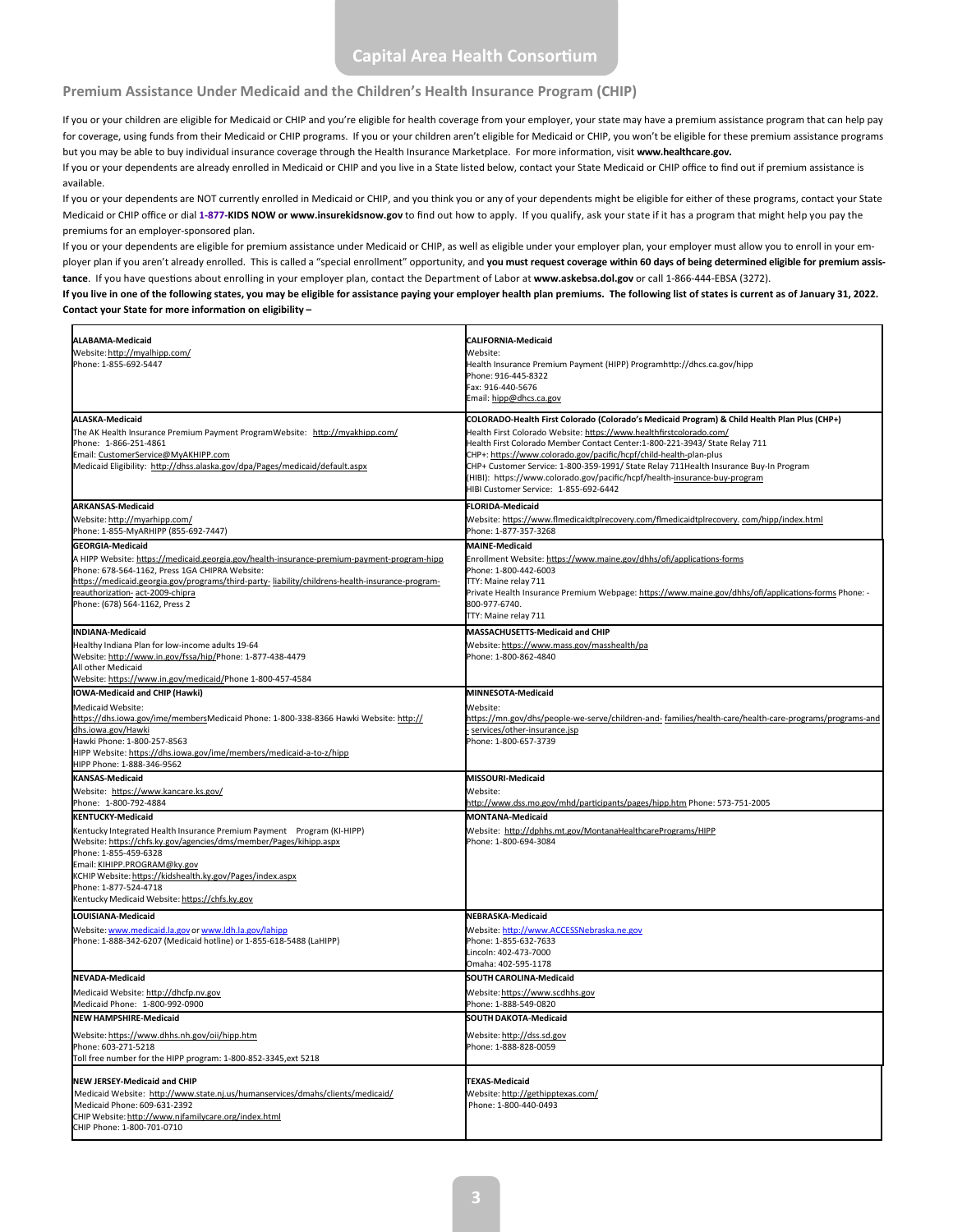## Premium Assistance Under Medicaid and the Children's Health Insurance Program (CHIP)

If you or your children are eligible for Medicaid or CHIP and you're eligible for health coverage from your employer, your state may have a premium assistance program that can help pay for coverage, using funds from their Medicaid or CHIP programs. If you or your children aren't eligible for Medicaid or CHIP, you won't be eligible for these premium assistance programs but you may be able to buy individual insurance coverage through the Health Insurance Marketplace. For more information, visit **www.healthcare.gov.**

If you or your dependents are already enrolled in Medicaid or CHIP and you live in a State listed below, contact your State Medicaid or CHIP office to find out if premium assistance is available.

If you or your dependents are NOT currently enrolled in Medicaid or CHIP, and you think you or any of your dependents might be eligible for either of these programs, contact your State Medicaid or CHIP office or dial **1-877-KIDS NOW or www.insurekidsnow.gov** to find out how to apply. If you qualify, ask your state if it has a program that might help you pay the premiums for an employer-sponsored plan.

If you or your dependents are eligible for premium assistance under Medicaid or CHIP, as well as eligible under your employer plan, your employer must allow you to enroll in your employer plan if you aren't already enrolled. This is called a "special enrollment" opportunity, and **you must request coverage within 60 days of being determined eligible for premium assistance**. If you have questions about enrolling in your employer plan, contact the Department of Labor at **www.askebsa.dol.gov** or call 1-866-444-EBSA (3272).

**If you live in one of the following states, you may be eligible for assistance paying your employer health plan premiums. The following list of states is current as of January 31, 2022. Contact your State for more information on eligibility –**

| | |
|---|---|
| **ALABAMA-Medicaid**<br>Website: http://myalhipp.com/<br>Phone: 1-855-692-5447 | **CALIFORNIA-Medicaid**<br>Website:<br>Health Insurance Premium Payment (HIPP) Programhttp://dhcs.ca.gov/hipp<br>Phone: 916-445-8322<br>Fax: 916-440-5676<br>Email: hipp@dhcs.ca.gov |
| **ALASKA-Medicaid**<br>The AK Health Insurance Premium Payment ProgramWebsite: http://myakhipp.com/<br>Phone: 1-866-251-4861<br>Email: CustomerService@MyAKHIPP.com<br>Medicaid Eligibility: http://dhss.alaska.gov/dpa/Pages/medicaid/default.aspx | **COLORADO-Health First Colorado (Colorado's Medicaid Program) & Child Health Plan Plus (CHP+)**<br>Health First Colorado Website: https://www.healthfirstcolorado.com/<br>Health First Colorado Member Contact Center:1-800-221-3943/ State Relay 711<br>CHP+: https://www.colorado.gov/pacific/hcpf/child-health-plan-plus<br>CHP+ Customer Service: 1-800-359-1991/ State Relay 711Health Insurance Buy-In Program (HIBI): https://www.colorado.gov/pacific/hcpf/health-insurance-buy-program<br>HIBI Customer Service: 1-855-692-6442 |
| **ARKANSAS-Medicaid**<br>Website: http://myarhipp.com/<br>Phone: 1-855-MyARHIPP (855-692-7447) | **FLORIDA-Medicaid**<br>Website: https://www.flmedicaidtplrecovery.com/flmedicaidtplrecovery. com/hipp/index.html<br>Phone: 1-877-357-3268 |
| **GEORGIA-Medicaid**<br>A HIPP Website: https://medicaid.georgia.gov/health-insurance-premium-payment-program-hipp<br>Phone: 678-564-1162, Press 1GA CHIPRA Website:<br>https://medicaid.georgia.gov/programs/third-party- liability/childrens-health-insurance-program-reauthorization- act-2009-chipra<br>Phone: (678) 564-1162, Press 2 | **MAINE-Medicaid**<br>Enrollment Website: https://www.maine.gov/dhhs/ofi/applications-forms<br>Phone: 1-800-442-6003<br>TTY: Maine relay 711<br>Private Health Insurance Premium Webpage: https://www.maine.gov/dhhs/ofi/applications-forms Phone: -800-977-6740.<br>TTY: Maine relay 711 |
| **INDIANA-Medicaid**<br>Healthy Indiana Plan for low-income adults 19-64<br>Website: http://www.in.gov/fssa/hip/Phone: 1-877-438-4479<br>All other Medicaid<br>Website: https://www.in.gov/medicaid/Phone 1-800-457-4584 | **MASSACHUSETTS-Medicaid and CHIP**<br>Website: https://www.mass.gov/masshealth/pa<br>Phone: 1-800-862-4840 |
| **IOWA-Medicaid and CHIP (Hawki)**<br>Medicaid Website:<br>https://dhs.iowa.gov/ime/membersMedicaid Phone: 1-800-338-8366 Hawki Website: http://dhs.iowa.gov/Hawki<br>Hawki Phone: 1-800-257-8563<br>HIPP Website: https://dhs.iowa.gov/ime/members/medicaid-a-to-z/hipp<br>HIPP Phone: 1-888-346-9562 | **MINNESOTA-Medicaid**<br>Website:<br>https://mn.gov/dhs/people-we-serve/children-and- families/health-care/health-care-programs/programs-and- services/other-insurance.jsp<br>Phone: 1-800-657-3739 |
| **KANSAS-Medicaid**<br>Website: https://www.kancare.ks.gov/<br>Phone: 1-800-792-4884 | **MISSOURI-Medicaid**<br>Website:<br>http://www.dss.mo.gov/mhd/participants/pages/hipp.htm Phone: 573-751-2005 |
| **KENTUCKY-Medicaid**<br>Kentucky Integrated Health Insurance Premium Payment Program (KI-HIPP)<br>Website: https://chfs.ky.gov/agencies/dms/member/Pages/kihipp.aspx<br>Phone: 1-855-459-6328<br>Email: KIHIPP.PROGRAM@ky.gov<br>KCHIP Website: https://kidshealth.ky.gov/Pages/index.aspx<br>Phone: 1-877-524-4718<br>Kentucky Medicaid Website: https://chfs.ky.gov | **MONTANA-Medicaid**<br>Website: http://dphhs.mt.gov/MontanaHealthcarePrograms/HIPP<br>Phone: 1-800-694-3084 |
| **LOUISIANA-Medicaid**<br>Website: www.medicaid.la.gov or www.ldh.la.gov/lahipp<br>Phone: 1-888-342-6207 (Medicaid hotline) or 1-855-618-5488 (LaHIPP) | **NEBRASKA-Medicaid**<br>Website: http://www.ACCESSNebraska.ne.gov<br>Phone: 1-855-632-7633<br>Lincoln: 402-473-7000<br>Omaha: 402-595-1178 |
| **NEVADA-Medicaid**<br>Medicaid Website: http://dhcfp.nv.gov<br>Medicaid Phone: 1-800-992-0900 | **SOUTH CAROLINA-Medicaid**<br>Website: https://www.scdhhs.gov<br>Phone: 1-888-549-0820 |
| **NEW HAMPSHIRE-Medicaid**<br>Website: https://www.dhhs.nh.gov/oii/hipp.htm<br>Phone: 603-271-5218<br>Toll free number for the HIPP program: 1-800-852-3345,ext 5218 | **SOUTH DAKOTA-Medicaid**<br>Website: http://dss.sd.gov<br>Phone: 1-888-828-0059 |
| **NEW JERSEY-Medicaid and CHIP**<br>Medicaid Website: http://www.state.nj.us/humanservices/dmahs/clients/medicaid/<br>Medicaid Phone: 609-631-2392<br>CHIP Website: http://www.njfamilycare.org/index.html<br>CHIP Phone: 1-800-701-0710 | **TEXAS-Medicaid**<br>Website: http://gethipptexas.com/<br>Phone: 1-800-440-0493 |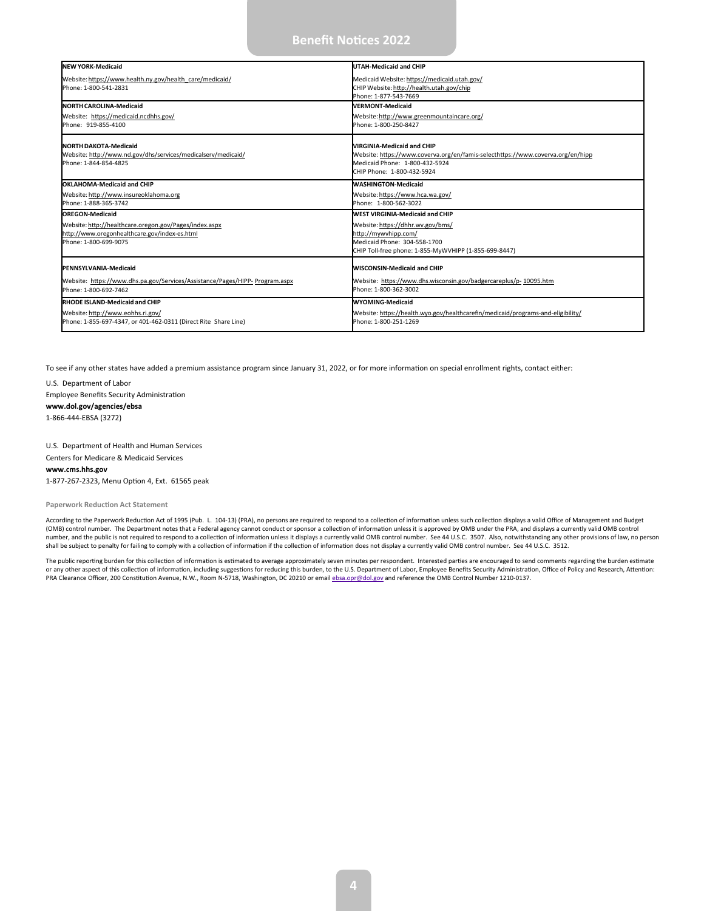| | |
|---|---|
| **NEW YORK-Medicaid**<br>Website: https://www.health.ny.gov/health_care/medicaid/<br>Phone: 1-800-541-2831 | **UTAH-Medicaid and CHIP**<br>Medicaid Website: https://medicaid.utah.gov/<br>CHIP Website: http://health.utah.gov/chip<br>Phone: 1-877-543-7669 |
| **NORTH CAROLINA-Medicaid**<br>Website: https://medicaid.ncdhhs.gov/<br>Phone: 919-855-4100 | **VERMONT-Medicaid**<br>Website: http://www.greenmountaincare.org/<br>Phone: 1-800-250-8427 |
| **NORTH DAKOTA-Medicaid**<br>Website: http://www.nd.gov/dhs/services/medicalserv/medicaid/<br>Phone: 1-844-854-4825 | **VIRGINIA-Medicaid and CHIP**<br>Website: https://www.coverva.org/en/famis-selecthttps://www.coverva.org/en/hipp<br>Medicaid Phone: 1-800-432-5924<br>CHIP Phone: 1-800-432-5924 |
| **OKLAHOMA-Medicaid and CHIP**<br>Website: http://www.insureoklahoma.org<br>Phone: 1-888-365-3742 | **WASHINGTON-Medicaid**<br>Website: https://www.hca.wa.gov/<br>Phone: 1-800-562-3022 |
| **OREGON-Medicaid**<br>Website: http://healthcare.oregon.gov/Pages/index.aspx<br>http://www.oregonhealthcare.gov/index-es.html<br>Phone: 1-800-699-9075 | **WEST VIRGINIA-Medicaid and CHIP**<br>Website: https://dhhr.wv.gov/bms/<br>http://mywvhipp.com/<br>Medicaid Phone: 304-558-1700<br>CHIP Toll-free phone: 1-855-MyWVHIPP (1-855-699-8447) |
| **PENNSYLVANIA-Medicaid**<br>Website: https://www.dhs.pa.gov/Services/Assistance/Pages/HIPP- Program.aspx<br>Phone: 1-800-692-7462 | **WISCONSIN-Medicaid and CHIP**<br>Website: https://www.dhs.wisconsin.gov/badgercareplus/p- 10095.htm<br>Phone: 1-800-362-3002 |
| **RHODE ISLAND-Medicaid and CHIP**<br>Website: http://www.eohhs.ri.gov/<br>Phone: 1-855-697-4347, or 401-462-0311 (Direct Rite Share Line) | **WYOMING-Medicaid**<br>Website: https://health.wyo.gov/healthcarefin/medicaid/programs-and-eligibility/<br>Phone: 1-800-251-1269 |

To see if any other states have added a premium assistance program since January 31, 2022, or for more information on special enrollment rights, contact either:

U.S. Department of Labor  
Employee Benefits Security Administration  
**www.dol.gov/agencies/ebsa**  
1-866-444-EBSA (3272)

U.S. Department of Health and Human Services  
Centers for Medicare & Medicaid Services  
**www.cms.hhs.gov**  
1-877-267-2323, Menu Option 4, Ext. 61565 peak

**Paperwork Reduction Act Statement**

According to the Paperwork Reduction Act of 1995 (Pub. L. 104-13) (PRA), no persons are required to respond to a collection of information unless such collection displays a valid Office of Management and Budget (OMB) control number. The Department notes that a Federal agency cannot conduct or sponsor a collection of information unless it is approved by OMB under the PRA, and displays a currently valid OMB control number, and the public is not required to respond to a collection of information unless it displays a currently valid OMB control number. See 44 U.S.C. 3507. Also, notwithstanding any other provisions of law, no person shall be subject to penalty for failing to comply with a collection of information if the collection of information does not display a currently valid OMB control number. See 44 U.S.C. 3512.

The public reporting burden for this collection of information is estimated to average approximately seven minutes per respondent. Interested parties are encouraged to send comments regarding the burden estimate or any other aspect of this collection of information, including suggestions for reducing this burden, to the U.S. Department of Labor, Employee Benefits Security Administration, Office of Policy and Research, Attention: PRA Clearance Officer, 200 Constitution Avenue, N.W., Room N-5718, Washington, DC 20210 or email ebsa.opr@dol.gov and reference the OMB Control Number 1210-0137.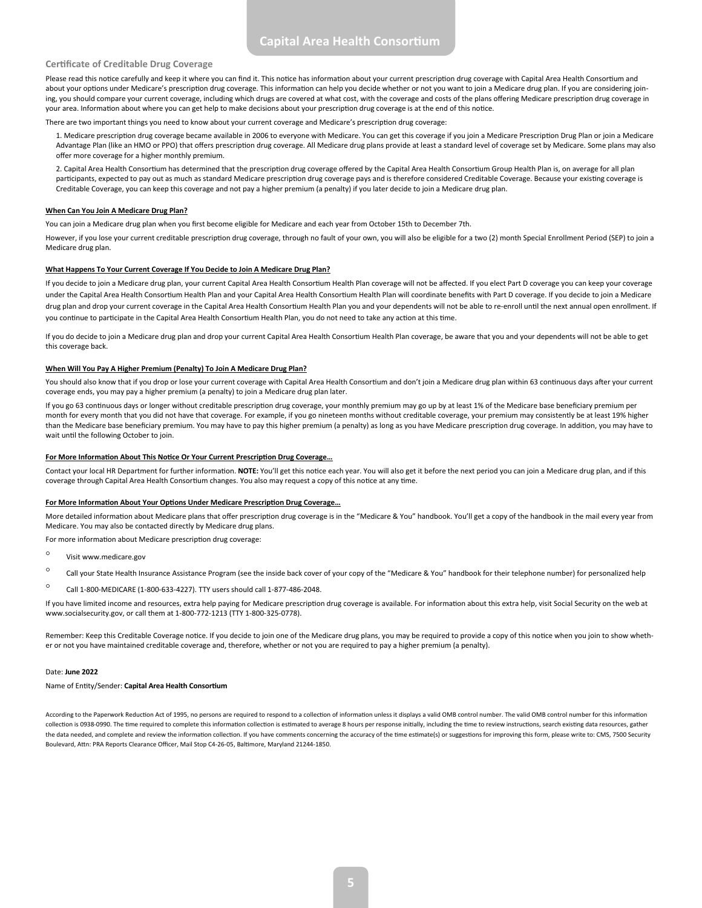## Certificate of Creditable Drug Coverage

Please read this notice carefully and keep it where you can find it. This notice has information about your current prescription drug coverage with Capital Area Health Consortium and about your options under Medicare's prescription drug coverage. This information can help you decide whether or not you want to join a Medicare drug plan. If you are considering joining, you should compare your current coverage, including which drugs are covered at what cost, with the coverage and costs of the plans offering Medicare prescription drug coverage in your area. Information about where you can get help to make decisions about your prescription drug coverage is at the end of this notice.

There are two important things you need to know about your current coverage and Medicare's prescription drug coverage:

1. Medicare prescription drug coverage became available in 2006 to everyone with Medicare. You can get this coverage if you join a Medicare Prescription Drug Plan or join a Medicare Advantage Plan (like an HMO or PPO) that offers prescription drug coverage. All Medicare drug plans provide at least a standard level of coverage set by Medicare. Some plans may also offer more coverage for a higher monthly premium.

2. Capital Area Health Consortium has determined that the prescription drug coverage offered by the Capital Area Health Consortium Group Health Plan is, on average for all plan participants, expected to pay out as much as standard Medicare prescription drug coverage pays and is therefore considered Creditable Coverage. Because your existing coverage is Creditable Coverage, you can keep this coverage and not pay a higher premium (a penalty) if you later decide to join a Medicare drug plan.

### When Can You Join A Medicare Drug Plan?

You can join a Medicare drug plan when you first become eligible for Medicare and each year from October 15th to December 7th.

However, if you lose your current creditable prescription drug coverage, through no fault of your own, you will also be eligible for a two (2) month Special Enrollment Period (SEP) to join a Medicare drug plan.

### What Happens To Your Current Coverage If You Decide to Join A Medicare Drug Plan?

If you decide to join a Medicare drug plan, your current Capital Area Health Consortium Health Plan coverage will not be affected. If you elect Part D coverage you can keep your coverage under the Capital Area Health Consortium Health Plan and your Capital Area Health Consortium Health Plan will coordinate benefits with Part D coverage. If you decide to join a Medicare drug plan and drop your current coverage in the Capital Area Health Consortium Health Plan you and your dependents will not be able to re-enroll until the next annual open enrollment. If you continue to participate in the Capital Area Health Consortium Health Plan, you do not need to take any action at this time.

If you do decide to join a Medicare drug plan and drop your current Capital Area Health Consortium Health Plan coverage, be aware that you and your dependents will not be able to get this coverage back.

### When Will You Pay A Higher Premium (Penalty) To Join A Medicare Drug Plan?

You should also know that if you drop or lose your current coverage with Capital Area Health Consortium and don't join a Medicare drug plan within 63 continuous days after your current coverage ends, you may pay a higher premium (a penalty) to join a Medicare drug plan later.

If you go 63 continuous days or longer without creditable prescription drug coverage, your monthly premium may go up by at least 1% of the Medicare base beneficiary premium per month for every month that you did not have that coverage. For example, if you go nineteen months without creditable coverage, your premium may consistently be at least 19% higher than the Medicare base beneficiary premium. You may have to pay this higher premium (a penalty) as long as you have Medicare prescription drug coverage. In addition, you may have to wait until the following October to join.

### For More Information About This Notice Or Your Current Prescription Drug Coverage…

Contact your local HR Department for further information. **NOTE:** You'll get this notice each year. You will also get it before the next period you can join a Medicare drug plan, and if this coverage through Capital Area Health Consortium changes. You also may request a copy of this notice at any time.

### For More Information About Your Options Under Medicare Prescription Drug Coverage…

More detailed information about Medicare plans that offer prescription drug coverage is in the "Medicare & You" handbook. You'll get a copy of the handbook in the mail every year from Medicare. You may also be contacted directly by Medicare drug plans.

For more information about Medicare prescription drug coverage:

- Visit www.medicare.gov
- Call your State Health Insurance Assistance Program (see the inside back cover of your copy of the "Medicare & You" handbook for their telephone number) for personalized help
- Call 1-800-MEDICARE (1-800-633-4227). TTY users should call 1-877-486-2048.

If you have limited income and resources, extra help paying for Medicare prescription drug coverage is available. For information about this extra help, visit Social Security on the web at www.socialsecurity.gov, or call them at 1-800-772-1213 (TTY 1-800-325-0778).

Remember: Keep this Creditable Coverage notice. If you decide to join one of the Medicare drug plans, you may be required to provide a copy of this notice when you join to show whether or not you have maintained creditable coverage and, therefore, whether or not you are required to pay a higher premium (a penalty).

Date: **June 2022**

Name of Entity/Sender: **Capital Area Health Consortium**

According to the Paperwork Reduction Act of 1995, no persons are required to respond to a collection of information unless it displays a valid OMB control number. The valid OMB control number for this information collection is 0938-0990. The time required to complete this information collection is estimated to average 8 hours per response initially, including the time to review instructions, search existing data resources, gather the data needed, and complete and review the information collection. If you have comments concerning the accuracy of the time estimate(s) or suggestions for improving this form, please write to: CMS, 7500 Security Boulevard, Attn: PRA Reports Clearance Officer, Mail Stop C4-26-05, Baltimore, Maryland 21244-1850.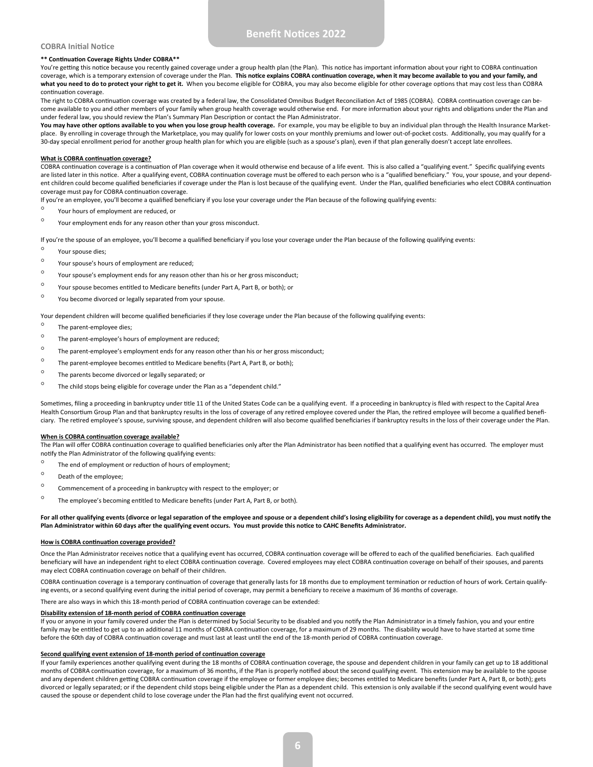## COBRA Initial Notice

**\*\* Continuation Coverage Rights Under COBRA\*\***

You're getting this notice because you recently gained coverage under a group health plan (the Plan). This notice has important information about your right to COBRA continuation coverage, which is a temporary extension of coverage under the Plan. **This notice explains COBRA continuation coverage, when it may become available to you and your family, and what you need to do to protect your right to get it.** When you become eligible for COBRA, you may also become eligible for other coverage options that may cost less than COBRA continuation coverage.

The right to COBRA continuation coverage was created by a federal law, the Consolidated Omnibus Budget Reconciliation Act of 1985 (COBRA). COBRA continuation coverage can become available to you and other members of your family when group health coverage would otherwise end. For more information about your rights and obligations under the Plan and under federal law, you should review the Plan's Summary Plan Description or contact the Plan Administrator.

**You may have other options available to you when you lose group health coverage.** For example, you may be eligible to buy an individual plan through the Health Insurance Marketplace. By enrolling in coverage through the Marketplace, you may qualify for lower costs on your monthly premiums and lower out-of-pocket costs. Additionally, you may qualify for a 30-day special enrollment period for another group health plan for which you are eligible (such as a spouse's plan), even if that plan generally doesn't accept late enrollees.

### What is COBRA continuation coverage?

COBRA continuation coverage is a continuation of Plan coverage when it would otherwise end because of a life event. This is also called a "qualifying event." Specific qualifying events are listed later in this notice. After a qualifying event, COBRA continuation coverage must be offered to each person who is a "qualified beneficiary." You, your spouse, and your dependent children could become qualified beneficiaries if coverage under the Plan is lost because of the qualifying event. Under the Plan, qualified beneficiaries who elect COBRA continuation coverage must pay for COBRA continuation coverage.

If you're an employee, you'll become a qualified beneficiary if you lose your coverage under the Plan because of the following qualifying events:

- Your hours of employment are reduced, or
- Your employment ends for any reason other than your gross misconduct.

If you're the spouse of an employee, you'll become a qualified beneficiary if you lose your coverage under the Plan because of the following qualifying events:

- Your spouse dies;
- Your spouse's hours of employment are reduced;
- Your spouse's employment ends for any reason other than his or her gross misconduct;
- Your spouse becomes entitled to Medicare benefits (under Part A, Part B, or both); or
- You become divorced or legally separated from your spouse.

Your dependent children will become qualified beneficiaries if they lose coverage under the Plan because of the following qualifying events:

- The parent-employee dies;
- The parent-employee's hours of employment are reduced;
- The parent-employee's employment ends for any reason other than his or her gross misconduct;
- The parent-employee becomes entitled to Medicare benefits (Part A, Part B, or both);
- The parents become divorced or legally separated; or
- The child stops being eligible for coverage under the Plan as a "dependent child."

Sometimes, filing a proceeding in bankruptcy under title 11 of the United States Code can be a qualifying event. If a proceeding in bankruptcy is filed with respect to the Capital Area Health Consortium Group Plan and that bankruptcy results in the loss of coverage of any retired employee covered under the Plan, the retired employee will become a qualified beneficiary. The retired employee's spouse, surviving spouse, and dependent children will also become qualified beneficiaries if bankruptcy results in the loss of their coverage under the Plan.

### When is COBRA continuation coverage available?

The Plan will offer COBRA continuation coverage to qualified beneficiaries only after the Plan Administrator has been notified that a qualifying event has occurred. The employer must notify the Plan Administrator of the following qualifying events:

- The end of employment or reduction of hours of employment;
- Death of the employee;
- Commencement of a proceeding in bankruptcy with respect to the employer; or
- The employee's becoming entitled to Medicare benefits (under Part A, Part B, or both).

**For all other qualifying events (divorce or legal separation of the employee and spouse or a dependent child's losing eligibility for coverage as a dependent child), you must notify the Plan Administrator within 60 days after the qualifying event occurs. You must provide this notice to CAHC Benefits Administrator.**

### How is COBRA continuation coverage provided?

Once the Plan Administrator receives notice that a qualifying event has occurred, COBRA continuation coverage will be offered to each of the qualified beneficiaries. Each qualified beneficiary will have an independent right to elect COBRA continuation coverage. Covered employees may elect COBRA continuation coverage on behalf of their spouses, and parents may elect COBRA continuation coverage on behalf of their children.

COBRA continuation coverage is a temporary continuation of coverage that generally lasts for 18 months due to employment termination or reduction of hours of work. Certain qualifying events, or a second qualifying event during the initial period of coverage, may permit a beneficiary to receive a maximum of 36 months of coverage.

There are also ways in which this 18-month period of COBRA continuation coverage can be extended:

#### Disability extension of 18-month period of COBRA continuation coverage

If you or anyone in your family covered under the Plan is determined by Social Security to be disabled and you notify the Plan Administrator in a timely fashion, you and your entire family may be entitled to get up to an additional 11 months of COBRA continuation coverage, for a maximum of 29 months. The disability would have to have started at some time before the 60th day of COBRA continuation coverage and must last at least until the end of the 18-month period of COBRA continuation coverage.

#### Second qualifying event extension of 18-month period of continuation coverage

If your family experiences another qualifying event during the 18 months of COBRA continuation coverage, the spouse and dependent children in your family can get up to 18 additional months of COBRA continuation coverage, for a maximum of 36 months, if the Plan is properly notified about the second qualifying event. This extension may be available to the spouse and any dependent children getting COBRA continuation coverage if the employee or former employee dies; becomes entitled to Medicare benefits (under Part A, Part B, or both); gets divorced or legally separated; or if the dependent child stops being eligible under the Plan as a dependent child. This extension is only available if the second qualifying event would have caused the spouse or dependent child to lose coverage under the Plan had the first qualifying event not occurred.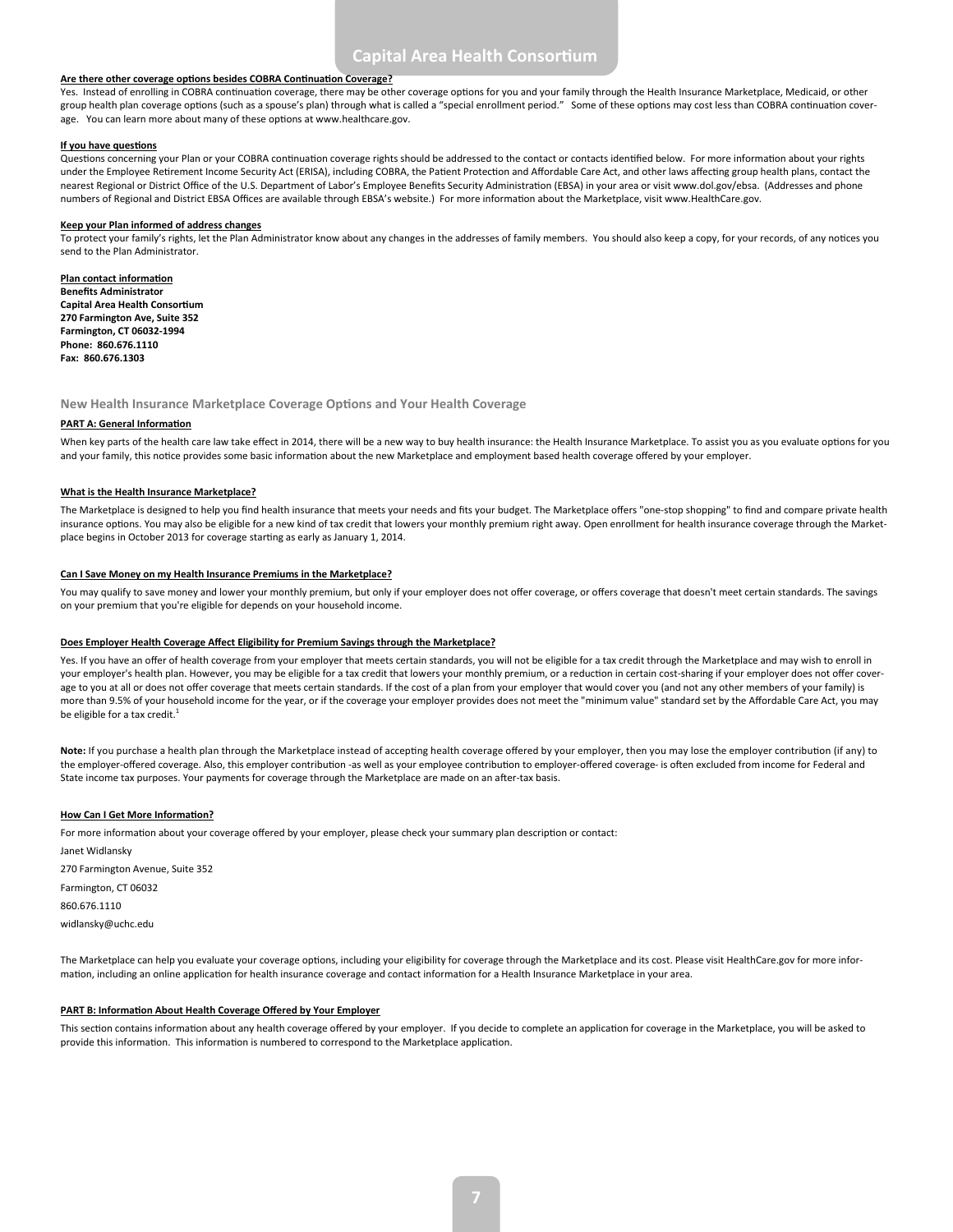**Are there other coverage options besides COBRA Continuation Coverage?**

Yes. Instead of enrolling in COBRA continuation coverage, there may be other coverage options for you and your family through the Health Insurance Marketplace, Medicaid, or other group health plan coverage options (such as a spouse's plan) through what is called a "special enrollment period." Some of these options may cost less than COBRA continuation coverage. You can learn more about many of these options at www.healthcare.gov.

**If you have questions**

Questions concerning your Plan or your COBRA continuation coverage rights should be addressed to the contact or contacts identified below. For more information about your rights under the Employee Retirement Income Security Act (ERISA), including COBRA, the Patient Protection and Affordable Care Act, and other laws affecting group health plans, contact the nearest Regional or District Office of the U.S. Department of Labor's Employee Benefits Security Administration (EBSA) in your area or visit www.dol.gov/ebsa. (Addresses and phone numbers of Regional and District EBSA Offices are available through EBSA's website.) For more information about the Marketplace, visit www.HealthCare.gov.

**Keep your Plan informed of address changes**

To protect your family's rights, let the Plan Administrator know about any changes in the addresses of family members. You should also keep a copy, for your records, of any notices you send to the Plan Administrator.

**Plan contact information**
**Benefits Administrator**
**Capital Area Health Consortium**
**270 Farmington Ave, Suite 352**
**Farmington, CT 06032-1994**
**Phone: 860.676.1110**
**Fax: 860.676.1303**

## New Health Insurance Marketplace Coverage Options and Your Health Coverage

**PART A: General Information**

When key parts of the health care law take effect in 2014, there will be a new way to buy health insurance: the Health Insurance Marketplace. To assist you as you evaluate options for you and your family, this notice provides some basic information about the new Marketplace and employment based health coverage offered by your employer.

**What is the Health Insurance Marketplace?**

The Marketplace is designed to help you find health insurance that meets your needs and fits your budget. The Marketplace offers "one-stop shopping" to find and compare private health insurance options. You may also be eligible for a new kind of tax credit that lowers your monthly premium right away. Open enrollment for health insurance coverage through the Marketplace begins in October 2013 for coverage starting as early as January 1, 2014.

**Can I Save Money on my Health Insurance Premiums in the Marketplace?**

You may qualify to save money and lower your monthly premium, but only if your employer does not offer coverage, or offers coverage that doesn't meet certain standards. The savings on your premium that you're eligible for depends on your household income.

**Does Employer Health Coverage Affect Eligibility for Premium Savings through the Marketplace?**

Yes. If you have an offer of health coverage from your employer that meets certain standards, you will not be eligible for a tax credit through the Marketplace and may wish to enroll in your employer's health plan. However, you may be eligible for a tax credit that lowers your monthly premium, or a reduction in certain cost-sharing if your employer does not offer coverage to you at all or does not offer coverage that meets certain standards. If the cost of a plan from your employer that would cover you (and not any other members of your family) is more than 9.5% of your household income for the year, or if the coverage your employer provides does not meet the "minimum value" standard set by the Affordable Care Act, you may be eligible for a tax credit.[1]

**Note:** If you purchase a health plan through the Marketplace instead of accepting health coverage offered by your employer, then you may lose the employer contribution (if any) to the employer-offered coverage. Also, this employer contribution -as well as your employee contribution to employer-offered coverage- is often excluded from income for Federal and State income tax purposes. Your payments for coverage through the Marketplace are made on an after-tax basis.

**How Can I Get More Information?**

For more information about your coverage offered by your employer, please check your summary plan description or contact:

Janet Widlansky

270 Farmington Avenue, Suite 352

Farmington, CT 06032

860.676.1110

widlansky@uchc.edu

The Marketplace can help you evaluate your coverage options, including your eligibility for coverage through the Marketplace and its cost. Please visit HealthCare.gov for more information, including an online application for health insurance coverage and contact information for a Health Insurance Marketplace in your area.

**PART B: Information About Health Coverage Offered by Your Employer**

This section contains information about any health coverage offered by your employer. If you decide to complete an application for coverage in the Marketplace, you will be asked to provide this information. This information is numbered to correspond to the Marketplace application.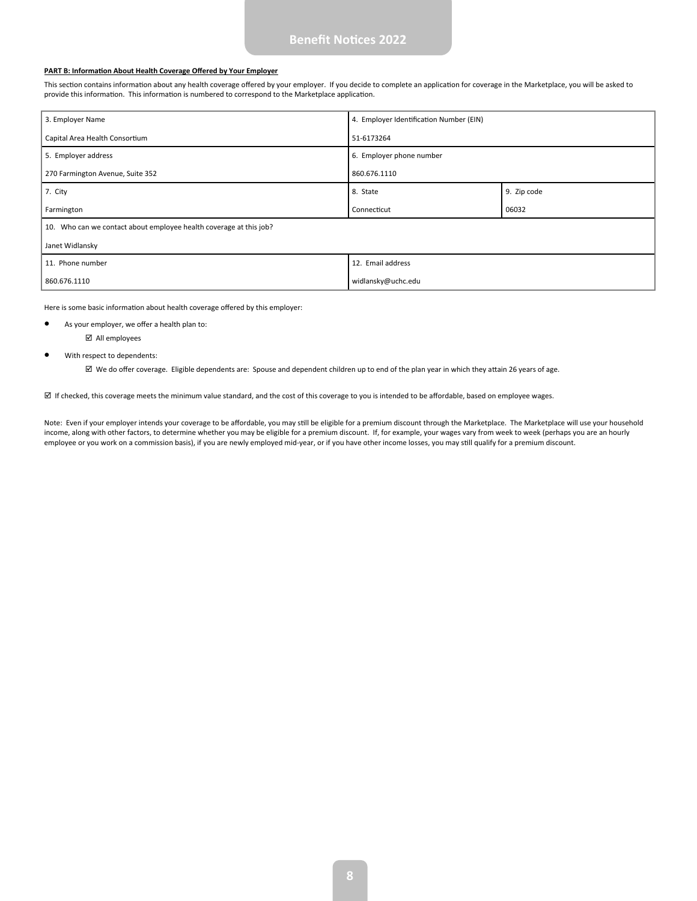**PART B: Information About Health Coverage Offered by Your Employer**

This section contains information about any health coverage offered by your employer. If you decide to complete an application for coverage in the Marketplace, you will be asked to provide this information. This information is numbered to correspond to the Marketplace application.

| | | |
|---|---|---|
| 3. Employer Name | 4. Employer Identification Number (EIN) | |
| Capital Area Health Consortium | 51-6173264 | |
| 5. Employer address | 6. Employer phone number | |
| 270 Farmington Avenue, Suite 352 | 860.676.1110 | |
| 7. City | 8. State | 9. Zip code |
| Farmington | Connecticut | 06032 |
| 10. Who can we contact about employee health coverage at this job? | | |
| Janet Widlansky | | |
| 11. Phone number | 12. Email address | |
| 860.676.1110 | widlansky@uchc.edu | |

Here is some basic information about health coverage offered by this employer:

- As your employer, we offer a health plan to:
  - ☑ All employees
- With respect to dependents:
  - ☑ We do offer coverage. Eligible dependents are: Spouse and dependent children up to end of the plan year in which they attain 26 years of age.

☑ If checked, this coverage meets the minimum value standard, and the cost of this coverage to you is intended to be affordable, based on employee wages.

Note: Even if your employer intends your coverage to be affordable, you may still be eligible for a premium discount through the Marketplace. The Marketplace will use your household income, along with other factors, to determine whether you may be eligible for a premium discount. If, for example, your wages vary from week to week (perhaps you are an hourly employee or you work on a commission basis), if you are newly employed mid-year, or if you have other income losses, you may still qualify for a premium discount.